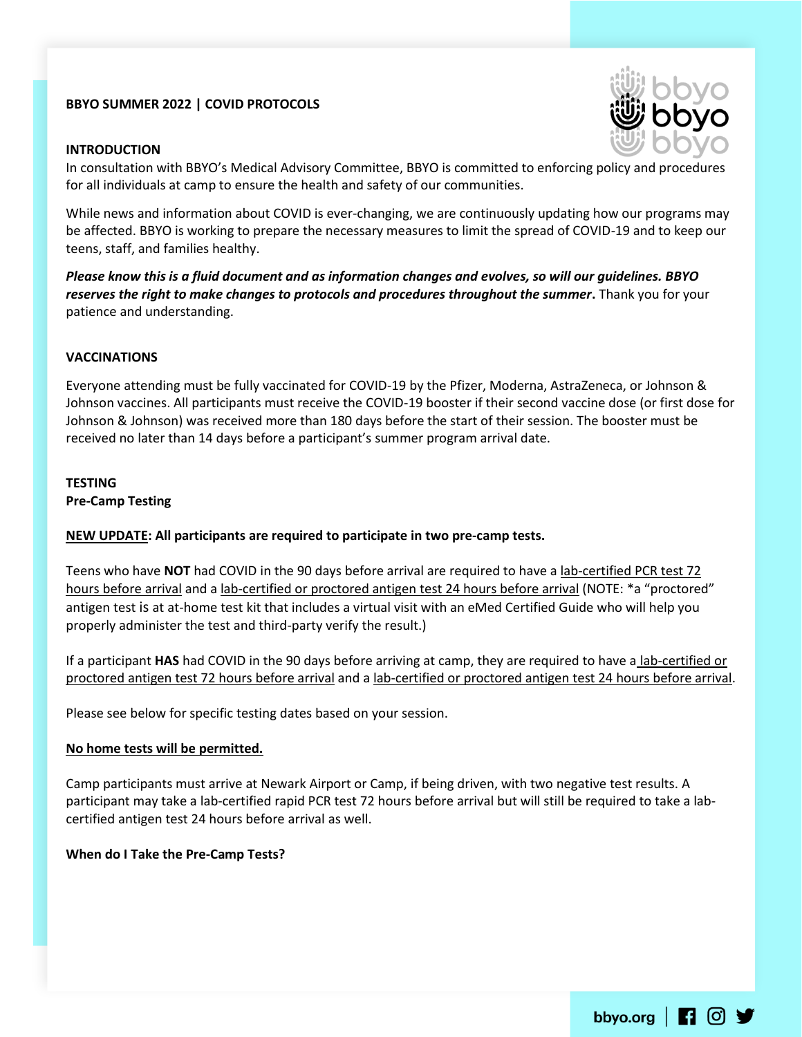**BBYO SUMMER 2022 | COVID PROTOCOLS**

**INTRODUCTION**

In consultation with BBYO's Medical Advisory Committee, BBYO is committed to enforcing policy and procedures for all individuals at camp to ensure the health and safety of our communities.

While news and information about COVID is ever-changing, we are continuously updating how our programs may be affected. BBYO is working to prepare the necessary measures to limit the spread of COVID-19 and to keep our teens, staff, and families healthy.

***Please know this is a fluid document and as information changes and evolves, so will our guidelines. BBYO reserves the right to make changes to protocols and procedures throughout the summer*.** Thank you for your patience and understanding.

**VACCINATIONS**

Everyone attending must be fully vaccinated for COVID-19 by the Pfizer, Moderna, AstraZeneca, or Johnson & Johnson vaccines. All participants must receive the COVID-19 booster if their second vaccine dose (or first dose for Johnson & Johnson) was received more than 180 days before the start of their session. The booster must be received no later than 14 days before a participant's summer program arrival date.

**TESTING**

**Pre-Camp Testing**

**NEW UPDATE: All participants are required to participate in two pre-camp tests.**

Teens who have **NOT** had COVID in the 90 days before arrival are required to have a lab-certified PCR test 72 hours before arrival and a lab-certified or proctored antigen test 24 hours before arrival (NOTE: *a "proctored" antigen test is at at-home test kit that includes a virtual visit with an eMed Certified Guide who will help you properly administer the test and third-party verify the result.)

If a participant **HAS** had COVID in the 90 days before arriving at camp, they are required to have a lab-certified or proctored antigen test 72 hours before arrival and a lab-certified or proctored antigen test 24 hours before arrival.

Please see below for specific testing dates based on your session.

**No home tests will be permitted.**

Camp participants must arrive at Newark Airport or Camp, if being driven, with two negative test results. A participant may take a lab-certified rapid PCR test 72 hours before arrival but will still be required to take a lab-certified antigen test 24 hours before arrival as well.

**When do I Take the Pre-Camp Tests?**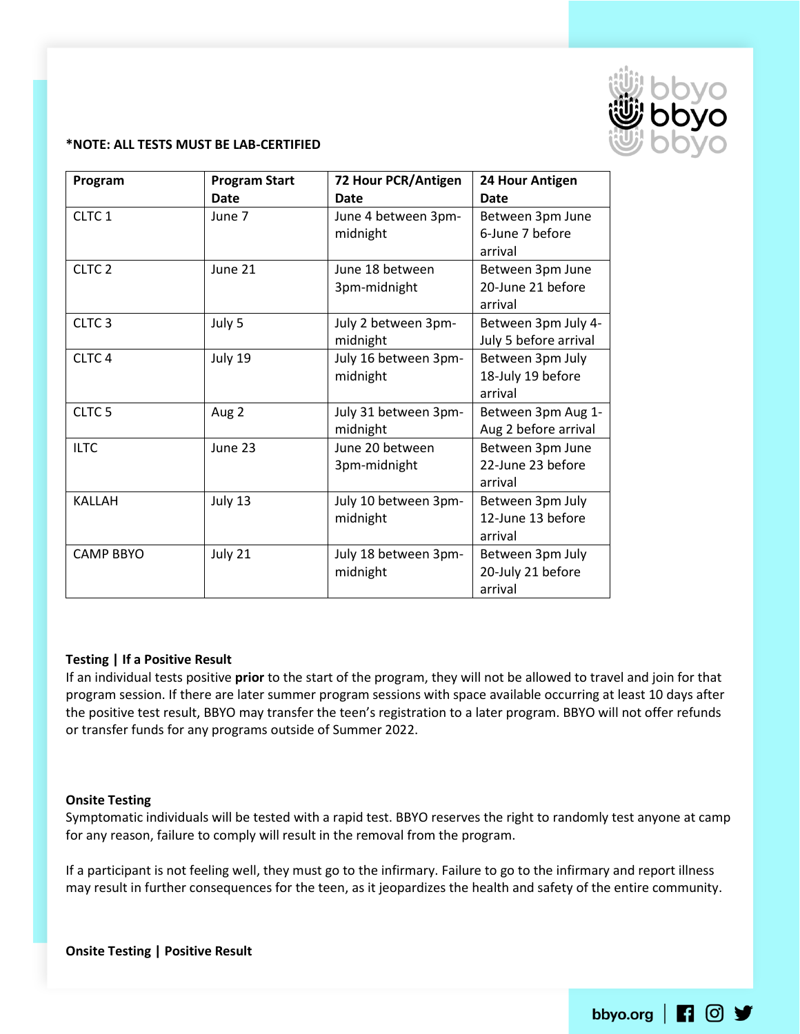**\*NOTE: ALL TESTS MUST BE LAB-CERTIFIED**

| Program | Program Start Date | 72 Hour PCR/Antigen Date | 24 Hour Antigen Date |
|---|---|---|---|
| CLTC 1 | June 7 | June 4 between 3pm-midnight | Between 3pm June 6-June 7 before arrival |
| CLTC 2 | June 21 | June 18 between 3pm-midnight | Between 3pm June 20-June 21 before arrival |
| CLTC 3 | July 5 | July 2 between 3pm-midnight | Between 3pm July 4-July 5 before arrival |
| CLTC 4 | July 19 | July 16 between 3pm-midnight | Between 3pm July 18-July 19 before arrival |
| CLTC 5 | Aug 2 | July 31 between 3pm-midnight | Between 3pm Aug 1-Aug 2 before arrival |
| ILTC | June 23 | June 20 between 3pm-midnight | Between 3pm June 22-June 23 before arrival |
| KALLAH | July 13 | July 10 between 3pm-midnight | Between 3pm July 12-June 13 before arrival |
| CAMP BBYO | July 21 | July 18 between 3pm-midnight | Between 3pm July 20-July 21 before arrival |

**Testing | If a Positive Result**

If an individual tests positive **prior** to the start of the program, they will not be allowed to travel and join for that program session. If there are later summer program sessions with space available occurring at least 10 days after the positive test result, BBYO may transfer the teen's registration to a later program. BBYO will not offer refunds or transfer funds for any programs outside of Summer 2022.

**Onsite Testing**

Symptomatic individuals will be tested with a rapid test. BBYO reserves the right to randomly test anyone at camp for any reason, failure to comply will result in the removal from the program.

If a participant is not feeling well, they must go to the infirmary. Failure to go to the infirmary and report illness may result in further consequences for the teen, as it jeopardizes the health and safety of the entire community.

**Onsite Testing | Positive Result**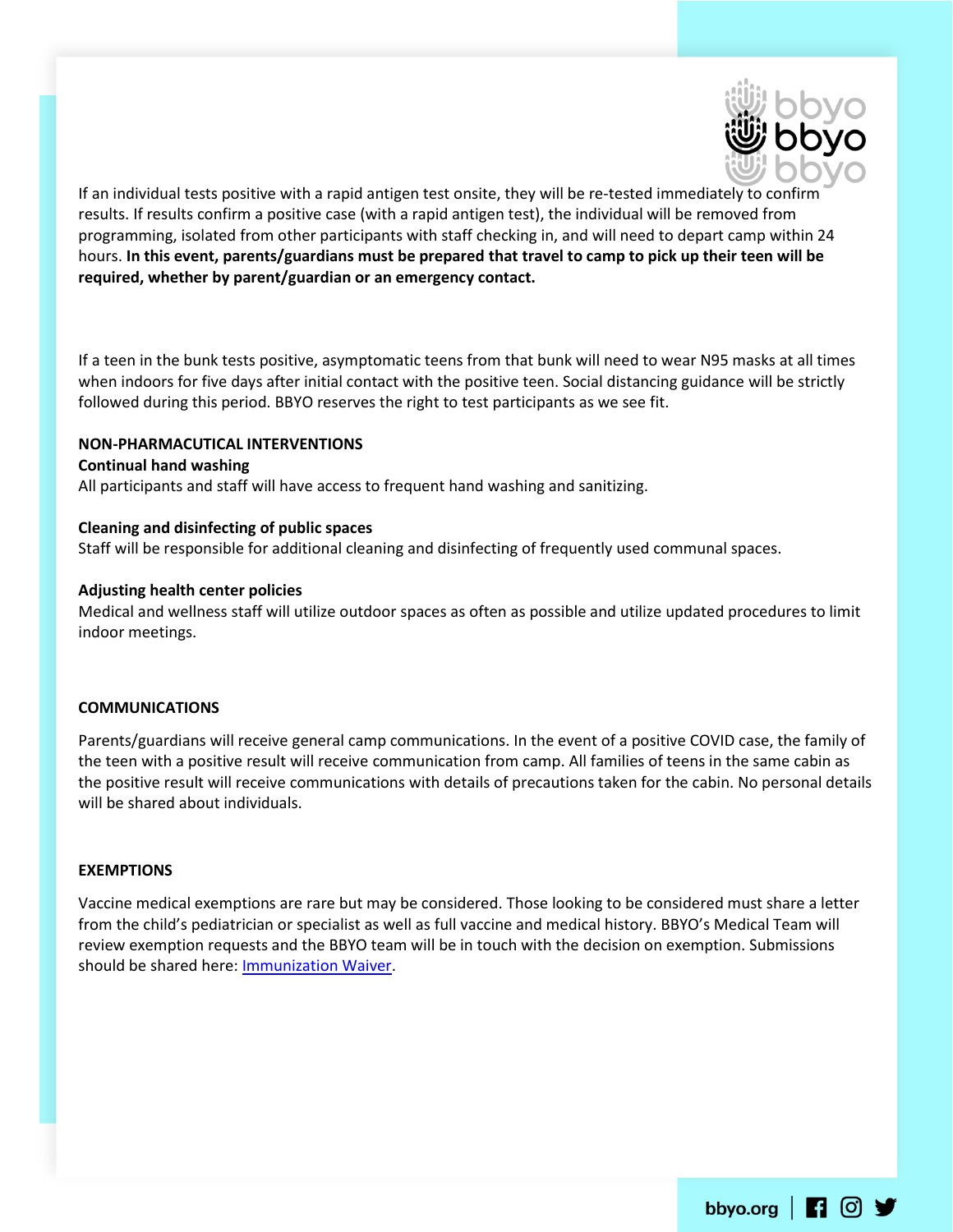If an individual tests positive with a rapid antigen test onsite, they will be re-tested immediately to confirm results. If results confirm a positive case (with a rapid antigen test), the individual will be removed from programming, isolated from other participants with staff checking in, and will need to depart camp within 24 hours. **In this event, parents/guardians must be prepared that travel to camp to pick up their teen will be required, whether by parent/guardian or an emergency contact.**

If a teen in the bunk tests positive, asymptomatic teens from that bunk will need to wear N95 masks at all times when indoors for five days after initial contact with the positive teen. Social distancing guidance will be strictly followed during this period. BBYO reserves the right to test participants as we see fit.

## NON-PHARMACUTICAL INTERVENTIONS

**Continual hand washing**

All participants and staff will have access to frequent hand washing and sanitizing.

**Cleaning and disinfecting of public spaces**

Staff will be responsible for additional cleaning and disinfecting of frequently used communal spaces.

**Adjusting health center policies**

Medical and wellness staff will utilize outdoor spaces as often as possible and utilize updated procedures to limit indoor meetings.

## COMMUNICATIONS

Parents/guardians will receive general camp communications. In the event of a positive COVID case, the family of the teen with a positive result will receive communication from camp. All families of teens in the same cabin as the positive result will receive communications with details of precautions taken for the cabin. No personal details will be shared about individuals.

## EXEMPTIONS

Vaccine medical exemptions are rare but may be considered. Those looking to be considered must share a letter from the child's pediatrician or specialist as well as full vaccine and medical history. BBYO's Medical Team will review exemption requests and the BBYO team will be in touch with the decision on exemption. Submissions should be shared here: Immunization Waiver.